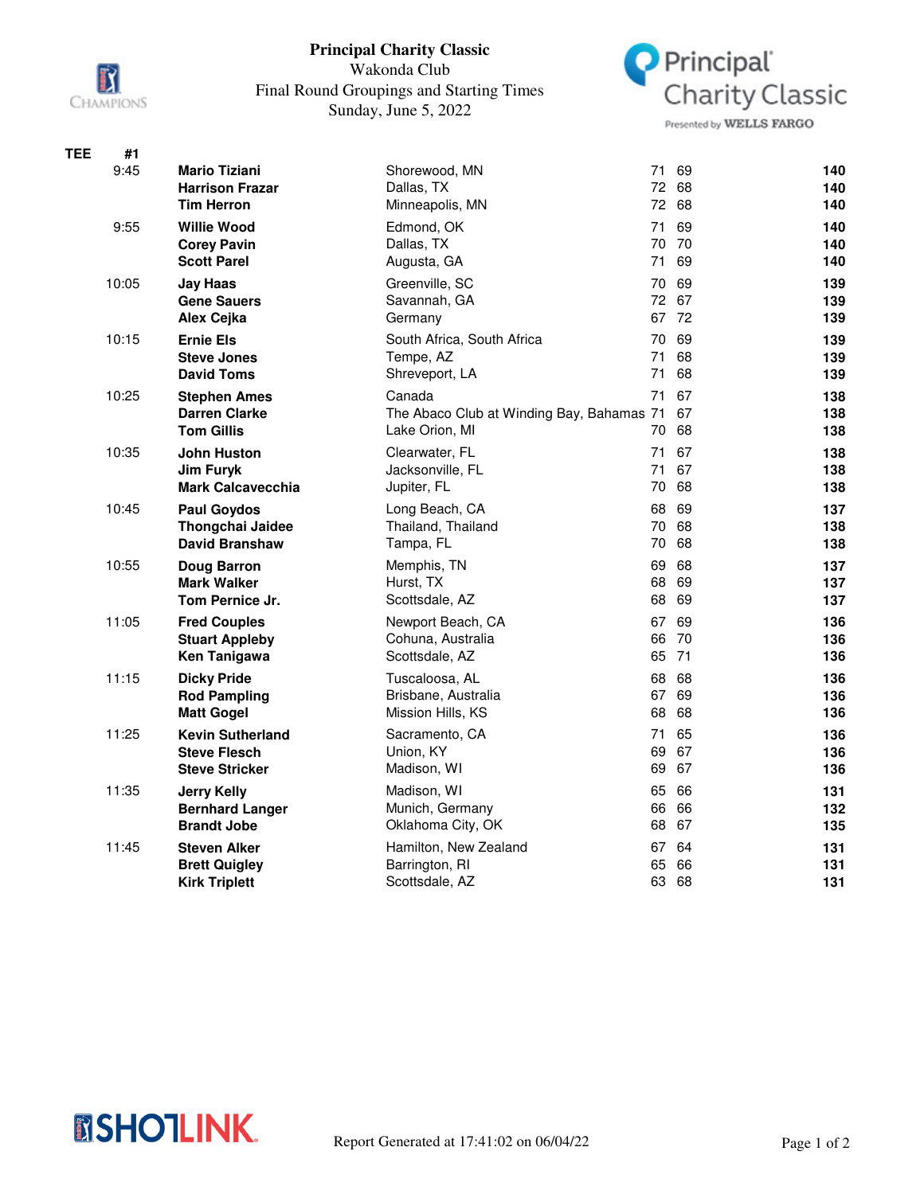# Principal Charity Classic

Wakonda Club

Final Round Groupings and Starting Times

Sunday, June 5, 2022

| TEE #1 | Player | Hometown | R1 | R2 | Total |
|---|---|---|---|---|---|
| 9:45 | **Mario Tiziani** | Shorewood, MN | 71 | 69 | **140** |
| | **Harrison Frazar** | Dallas, TX | 72 | 68 | **140** |
| | **Tim Herron** | Minneapolis, MN | 72 | 68 | **140** |
| 9:55 | **Willie Wood** | Edmond, OK | 71 | 69 | **140** |
| | **Corey Pavin** | Dallas, TX | 70 | 70 | **140** |
| | **Scott Parel** | Augusta, GA | 71 | 69 | **140** |
| 10:05 | **Jay Haas** | Greenville, SC | 70 | 69 | **139** |
| | **Gene Sauers** | Savannah, GA | 72 | 67 | **139** |
| | **Alex Cejka** | Germany | 67 | 72 | **139** |
| 10:15 | **Ernie Els** | South Africa, South Africa | 70 | 69 | **139** |
| | **Steve Jones** | Tempe, AZ | 71 | 68 | **139** |
| | **David Toms** | Shreveport, LA | 71 | 68 | **139** |
| 10:25 | **Stephen Ames** | Canada | 71 | 67 | **138** |
| | **Darren Clarke** | The Abaco Club at Winding Bay, Bahamas | 71 | 67 | **138** |
| | **Tom Gillis** | Lake Orion, MI | 70 | 68 | **138** |
| 10:35 | **John Huston** | Clearwater, FL | 71 | 67 | **138** |
| | **Jim Furyk** | Jacksonville, FL | 71 | 67 | **138** |
| | **Mark Calcavecchia** | Jupiter, FL | 70 | 68 | **138** |
| 10:45 | **Paul Goydos** | Long Beach, CA | 68 | 69 | **137** |
| | **Thongchai Jaidee** | Thailand, Thailand | 70 | 68 | **138** |
| | **David Branshaw** | Tampa, FL | 70 | 68 | **138** |
| 10:55 | **Doug Barron** | Memphis, TN | 69 | 68 | **137** |
| | **Mark Walker** | Hurst, TX | 68 | 69 | **137** |
| | **Tom Pernice Jr.** | Scottsdale, AZ | 68 | 69 | **137** |
| 11:05 | **Fred Couples** | Newport Beach, CA | 67 | 69 | **136** |
| | **Stuart Appleby** | Cohuna, Australia | 66 | 70 | **136** |
| | **Ken Tanigawa** | Scottsdale, AZ | 65 | 71 | **136** |
| 11:15 | **Dicky Pride** | Tuscaloosa, AL | 68 | 68 | **136** |
| | **Rod Pampling** | Brisbane, Australia | 67 | 69 | **136** |
| | **Matt Gogel** | Mission Hills, KS | 68 | 68 | **136** |
| 11:25 | **Kevin Sutherland** | Sacramento, CA | 71 | 65 | **136** |
| | **Steve Flesch** | Union, KY | 69 | 67 | **136** |
| | **Steve Stricker** | Madison, WI | 69 | 67 | **136** |
| 11:35 | **Jerry Kelly** | Madison, WI | 65 | 66 | **131** |
| | **Bernhard Langer** | Munich, Germany | 66 | 66 | **132** |
| | **Brandt Jobe** | Oklahoma City, OK | 68 | 67 | **135** |
| 11:45 | **Steven Alker** | Hamilton, New Zealand | 67 | 64 | **131** |
| | **Brett Quigley** | Barrington, RI | 65 | 66 | **131** |
| | **Kirk Triplett** | Scottsdale, AZ | 63 | 68 | **131** |

Report Generated at 17:41:02 on 06/04/22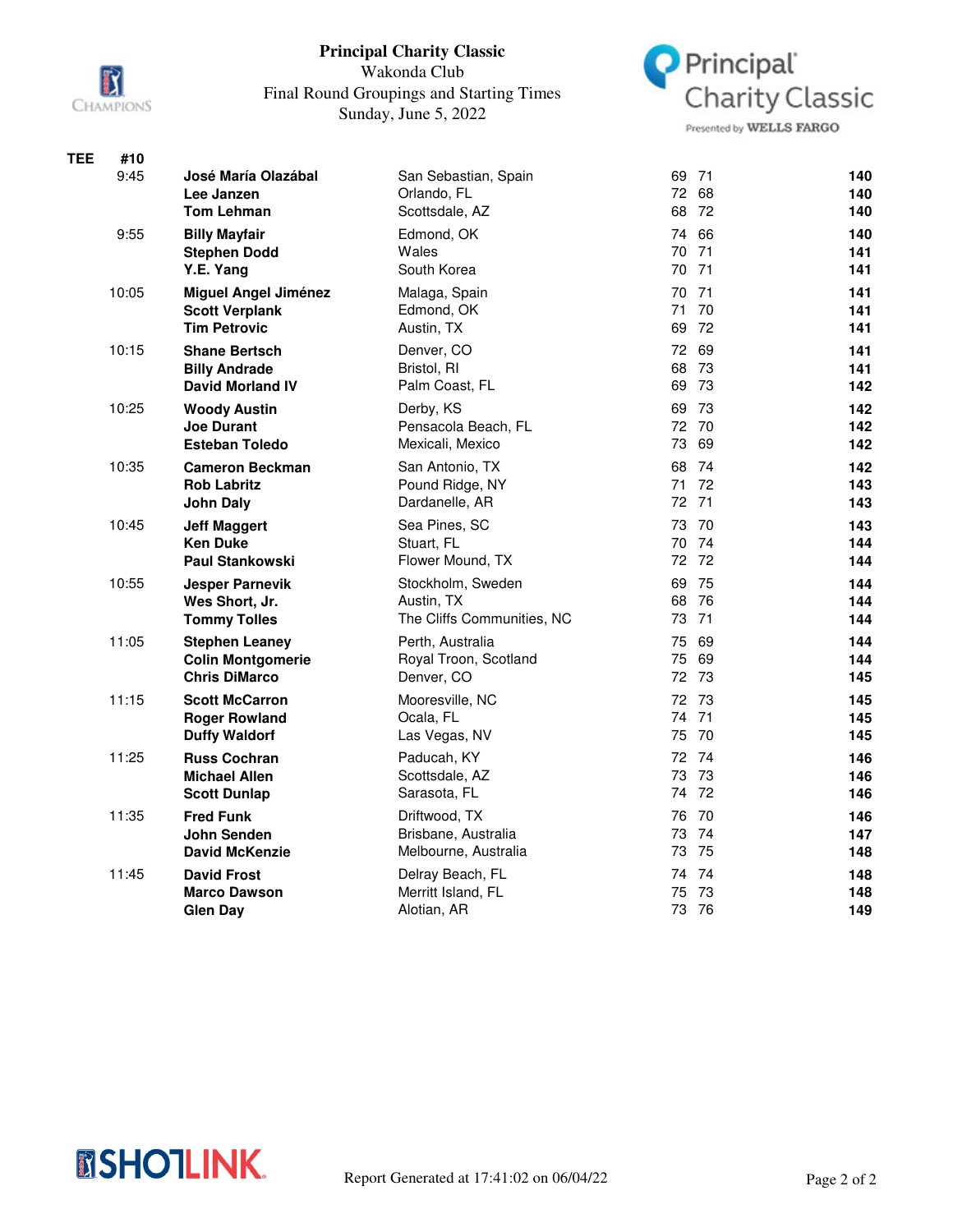**Principal Charity Classic**
Wakonda Club
Final Round Groupings and Starting Times
Sunday, June 5, 2022

| TEE | #10 | | | | | |
|---|---|---|---|---|---|---|
| | 9:45 | **José María Olazábal** | San Sebastian, Spain | 69 | 71 | **140** |
| | | **Lee Janzen** | Orlando, FL | 72 | 68 | **140** |
| | | **Tom Lehman** | Scottsdale, AZ | 68 | 72 | **140** |
| | 9:55 | **Billy Mayfair** | Edmond, OK | 74 | 66 | **140** |
| | | **Stephen Dodd** | Wales | 70 | 71 | **141** |
| | | **Y.E. Yang** | South Korea | 70 | 71 | **141** |
| | 10:05 | **Miguel Angel Jiménez** | Malaga, Spain | 70 | 71 | **141** |
| | | **Scott Verplank** | Edmond, OK | 71 | 70 | **141** |
| | | **Tim Petrovic** | Austin, TX | 69 | 72 | **141** |
| | 10:15 | **Shane Bertsch** | Denver, CO | 72 | 69 | **141** |
| | | **Billy Andrade** | Bristol, RI | 68 | 73 | **141** |
| | | **David Morland IV** | Palm Coast, FL | 69 | 73 | **142** |
| | 10:25 | **Woody Austin** | Derby, KS | 69 | 73 | **142** |
| | | **Joe Durant** | Pensacola Beach, FL | 72 | 70 | **142** |
| | | **Esteban Toledo** | Mexicali, Mexico | 73 | 69 | **142** |
| | 10:35 | **Cameron Beckman** | San Antonio, TX | 68 | 74 | **142** |
| | | **Rob Labritz** | Pound Ridge, NY | 71 | 72 | **143** |
| | | **John Daly** | Dardanelle, AR | 72 | 71 | **143** |
| | 10:45 | **Jeff Maggert** | Sea Pines, SC | 73 | 70 | **143** |
| | | **Ken Duke** | Stuart, FL | 70 | 74 | **144** |
| | | **Paul Stankowski** | Flower Mound, TX | 72 | 72 | **144** |
| | 10:55 | **Jesper Parnevik** | Stockholm, Sweden | 69 | 75 | **144** |
| | | **Wes Short, Jr.** | Austin, TX | 68 | 76 | **144** |
| | | **Tommy Tolles** | The Cliffs Communities, NC | 73 | 71 | **144** |
| | 11:05 | **Stephen Leaney** | Perth, Australia | 75 | 69 | **144** |
| | | **Colin Montgomerie** | Royal Troon, Scotland | 75 | 69 | **144** |
| | | **Chris DiMarco** | Denver, CO | 72 | 73 | **145** |
| | 11:15 | **Scott McCarron** | Mooresville, NC | 72 | 73 | **145** |
| | | **Roger Rowland** | Ocala, FL | 74 | 71 | **145** |
| | | **Duffy Waldorf** | Las Vegas, NV | 75 | 70 | **145** |
| | 11:25 | **Russ Cochran** | Paducah, KY | 72 | 74 | **146** |
| | | **Michael Allen** | Scottsdale, AZ | 73 | 73 | **146** |
| | | **Scott Dunlap** | Sarasota, FL | 74 | 72 | **146** |
| | 11:35 | **Fred Funk** | Driftwood, TX | 76 | 70 | **146** |
| | | **John Senden** | Brisbane, Australia | 73 | 74 | **147** |
| | | **David McKenzie** | Melbourne, Australia | 73 | 75 | **148** |
| | 11:45 | **David Frost** | Delray Beach, FL | 74 | 74 | **148** |
| | | **Marco Dawson** | Merritt Island, FL | 75 | 73 | **148** |
| | | **Glen Day** | Alotian, AR | 73 | 76 | **149** |

Report Generated at 17:41:02 on 06/04/22